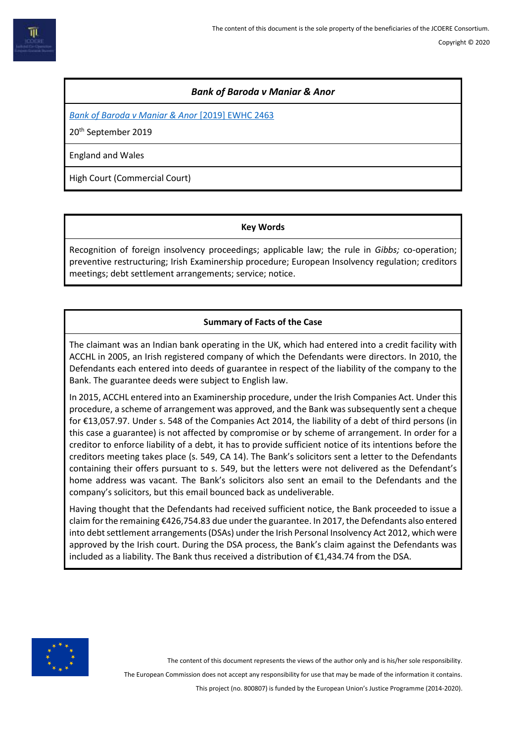### *Bank of Baroda v Maniar & Anor*

[*Bank of Baroda v Maniar & Anor* [2019] EWHC 2463]()

20th September 2019

England and Wales

High Court (Commercial Court)

**Key Words**

Recognition of foreign insolvency proceedings; applicable law; the rule in *Gibbs;* co-operation; preventive restructuring; Irish Examinership procedure; European Insolvency regulation; creditors meetings; debt settlement arrangements; service; notice.

**Summary of Facts of the Case**

The claimant was an Indian bank operating in the UK, which had entered into a credit facility with ACCHL in 2005, an Irish registered company of which the Defendants were directors. In 2010, the Defendants each entered into deeds of guarantee in respect of the liability of the company to the Bank. The guarantee deeds were subject to English law.

In 2015, ACCHL entered into an Examinership procedure, under the Irish Companies Act. Under this procedure, a scheme of arrangement was approved, and the Bank was subsequently sent a cheque for €13,057.97. Under s. 548 of the Companies Act 2014, the liability of a debt of third persons (in this case a guarantee) is not affected by compromise or by scheme of arrangement. In order for a creditor to enforce liability of a debt, it has to provide sufficient notice of its intentions before the creditors meeting takes place (s. 549, CA 14). The Bank's solicitors sent a letter to the Defendants containing their offers pursuant to s. 549, but the letters were not delivered as the Defendant's home address was vacant. The Bank's solicitors also sent an email to the Defendants and the company's solicitors, but this email bounced back as undeliverable.

Having thought that the Defendants had received sufficient notice, the Bank proceeded to issue a claim for the remaining €426,754.83 due under the guarantee. In 2017, the Defendants also entered into debt settlement arrangements (DSAs) under the Irish Personal Insolvency Act 2012, which were approved by the Irish court. During the DSA process, the Bank's claim against the Defendants was included as a liability. The Bank thus received a distribution of €1,434.74 from the DSA.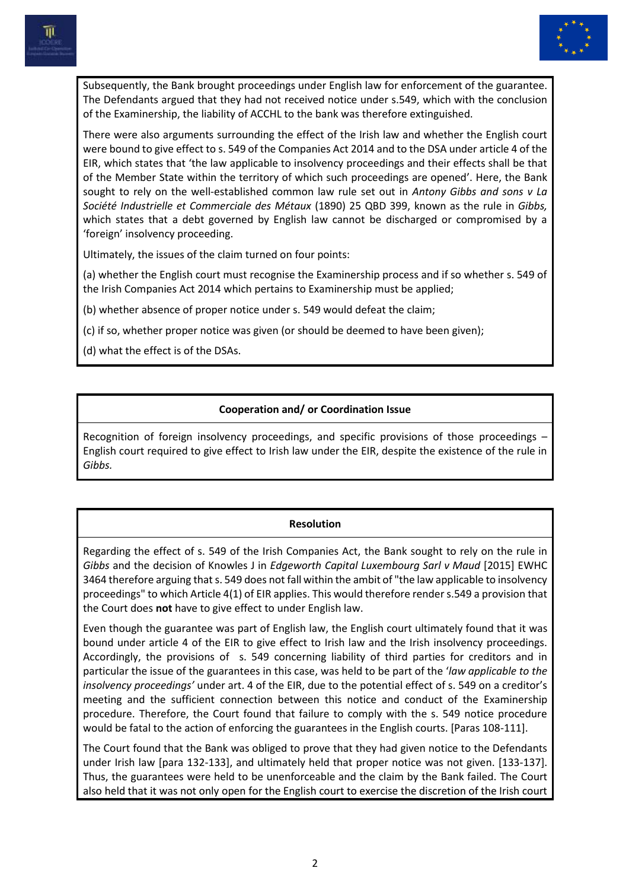Subsequently, the Bank brought proceedings under English law for enforcement of the guarantee. The Defendants argued that they had not received notice under s.549, which with the conclusion of the Examinership, the liability of ACCHL to the bank was therefore extinguished.

There were also arguments surrounding the effect of the Irish law and whether the English court were bound to give effect to s. 549 of the Companies Act 2014 and to the DSA under article 4 of the EIR, which states that 'the law applicable to insolvency proceedings and their effects shall be that of the Member State within the territory of which such proceedings are opened'. Here, the Bank sought to rely on the well-established common law rule set out in *Antony Gibbs and sons v La Société Industrielle et Commerciale des Métaux* (1890) 25 QBD 399, known as the rule in *Gibbs,* which states that a debt governed by English law cannot be discharged or compromised by a 'foreign' insolvency proceeding.

Ultimately, the issues of the claim turned on four points:

(a) whether the English court must recognise the Examinership process and if so whether s. 549 of the Irish Companies Act 2014 which pertains to Examinership must be applied;

(b) whether absence of proper notice under s. 549 would defeat the claim;

(c) if so, whether proper notice was given (or should be deemed to have been given);

(d) what the effect is of the DSAs.

**Cooperation and/ or Coordination Issue**

Recognition of foreign insolvency proceedings, and specific provisions of those proceedings – English court required to give effect to Irish law under the EIR, despite the existence of the rule in *Gibbs.*

**Resolution**

Regarding the effect of s. 549 of the Irish Companies Act, the Bank sought to rely on the rule in *Gibbs* and the decision of Knowles J in *Edgeworth Capital Luxembourg Sarl v Maud* [2015] EWHC 3464 therefore arguing that s. 549 does not fall within the ambit of "the law applicable to insolvency proceedings" to which Article 4(1) of EIR applies. This would therefore render s.549 a provision that the Court does **not** have to give effect to under English law.

Even though the guarantee was part of English law, the English court ultimately found that it was bound under article 4 of the EIR to give effect to Irish law and the Irish insolvency proceedings. Accordingly, the provisions of s. 549 concerning liability of third parties for creditors and in particular the issue of the guarantees in this case, was held to be part of the '*law applicable to the insolvency proceedings'* under art. 4 of the EIR, due to the potential effect of s. 549 on a creditor's meeting and the sufficient connection between this notice and conduct of the Examinership procedure. Therefore, the Court found that failure to comply with the s. 549 notice procedure would be fatal to the action of enforcing the guarantees in the English courts. [Paras 108-111].

The Court found that the Bank was obliged to prove that they had given notice to the Defendants under Irish law [para 132-133], and ultimately held that proper notice was not given. [133-137]. Thus, the guarantees were held to be unenforceable and the claim by the Bank failed. The Court also held that it was not only open for the English court to exercise the discretion of the Irish court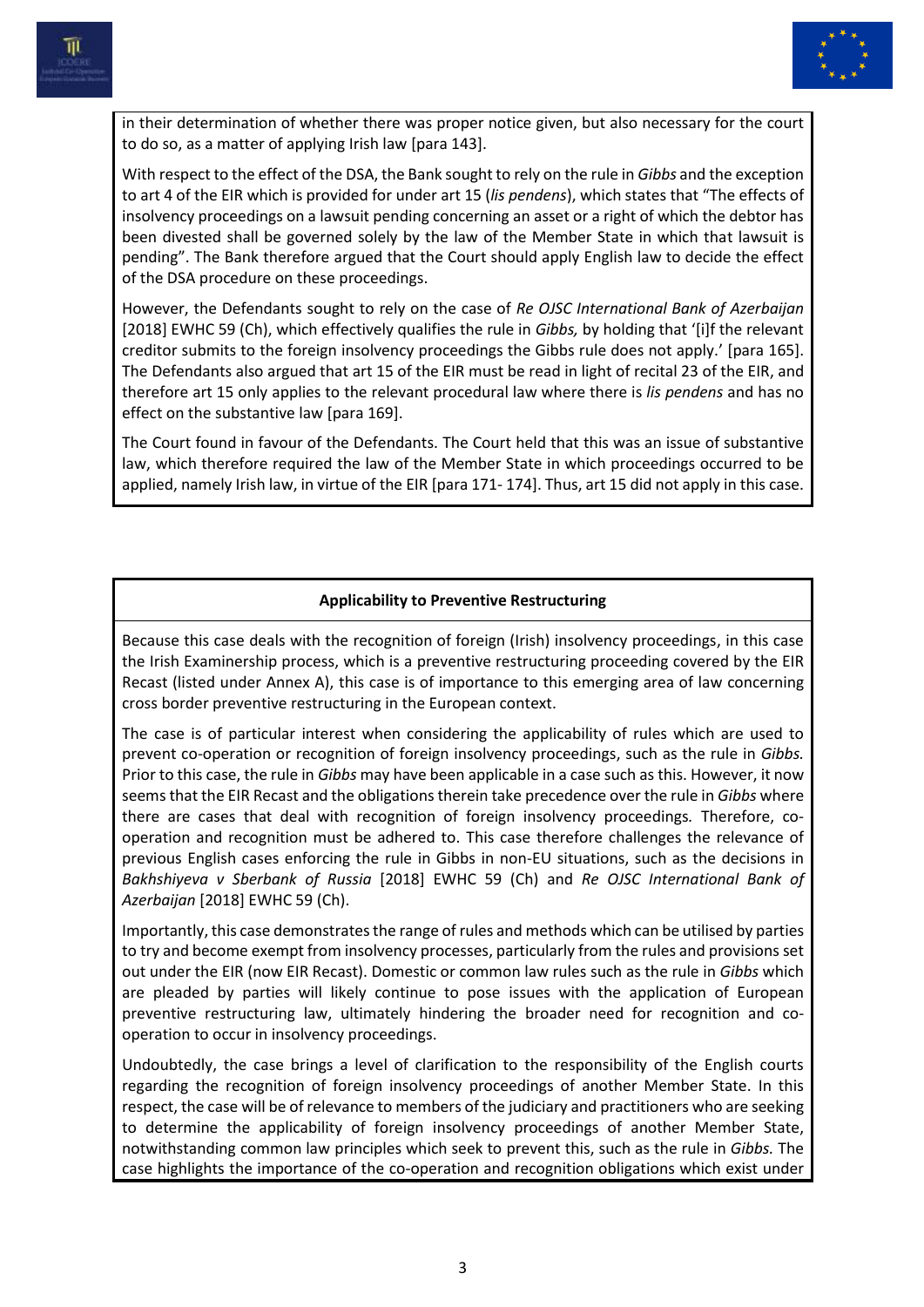in their determination of whether there was proper notice given, but also necessary for the court to do so, as a matter of applying Irish law [para 143].

With respect to the effect of the DSA, the Bank sought to rely on the rule in *Gibbs* and the exception to art 4 of the EIR which is provided for under art 15 (*lis pendens*), which states that "The effects of insolvency proceedings on a lawsuit pending concerning an asset or a right of which the debtor has been divested shall be governed solely by the law of the Member State in which that lawsuit is pending". The Bank therefore argued that the Court should apply English law to decide the effect of the DSA procedure on these proceedings.

However, the Defendants sought to rely on the case of *Re OJSC International Bank of Azerbaijan* [2018] EWHC 59 (Ch), which effectively qualifies the rule in *Gibbs,* by holding that '[i]f the relevant creditor submits to the foreign insolvency proceedings the Gibbs rule does not apply.' [para 165]. The Defendants also argued that art 15 of the EIR must be read in light of recital 23 of the EIR, and therefore art 15 only applies to the relevant procedural law where there is *lis pendens* and has no effect on the substantive law [para 169].

The Court found in favour of the Defendants. The Court held that this was an issue of substantive law, which therefore required the law of the Member State in which proceedings occurred to be applied, namely Irish law, in virtue of the EIR [para 171- 174]. Thus, art 15 did not apply in this case.

**Applicability to Preventive Restructuring**

Because this case deals with the recognition of foreign (Irish) insolvency proceedings, in this case the Irish Examinership process, which is a preventive restructuring proceeding covered by the EIR Recast (listed under Annex A), this case is of importance to this emerging area of law concerning cross border preventive restructuring in the European context.

The case is of particular interest when considering the applicability of rules which are used to prevent co-operation or recognition of foreign insolvency proceedings, such as the rule in *Gibbs.* Prior to this case, the rule in *Gibbs* may have been applicable in a case such as this. However, it now seems that the EIR Recast and the obligations therein take precedence over the rule in *Gibbs* where there are cases that deal with recognition of foreign insolvency proceedings*.* Therefore, co-operation and recognition must be adhered to. This case therefore challenges the relevance of previous English cases enforcing the rule in Gibbs in non-EU situations, such as the decisions in *Bakhshiyeva v Sberbank of Russia* [2018] EWHC 59 (Ch) and *Re OJSC International Bank of Azerbaijan* [2018] EWHC 59 (Ch).

Importantly, this case demonstrates the range of rules and methods which can be utilised by parties to try and become exempt from insolvency processes, particularly from the rules and provisions set out under the EIR (now EIR Recast). Domestic or common law rules such as the rule in *Gibbs* which are pleaded by parties will likely continue to pose issues with the application of European preventive restructuring law, ultimately hindering the broader need for recognition and co-operation to occur in insolvency proceedings.

Undoubtedly, the case brings a level of clarification to the responsibility of the English courts regarding the recognition of foreign insolvency proceedings of another Member State. In this respect, the case will be of relevance to members of the judiciary and practitioners who are seeking to determine the applicability of foreign insolvency proceedings of another Member State, notwithstanding common law principles which seek to prevent this, such as the rule in *Gibbs.* The case highlights the importance of the co-operation and recognition obligations which exist under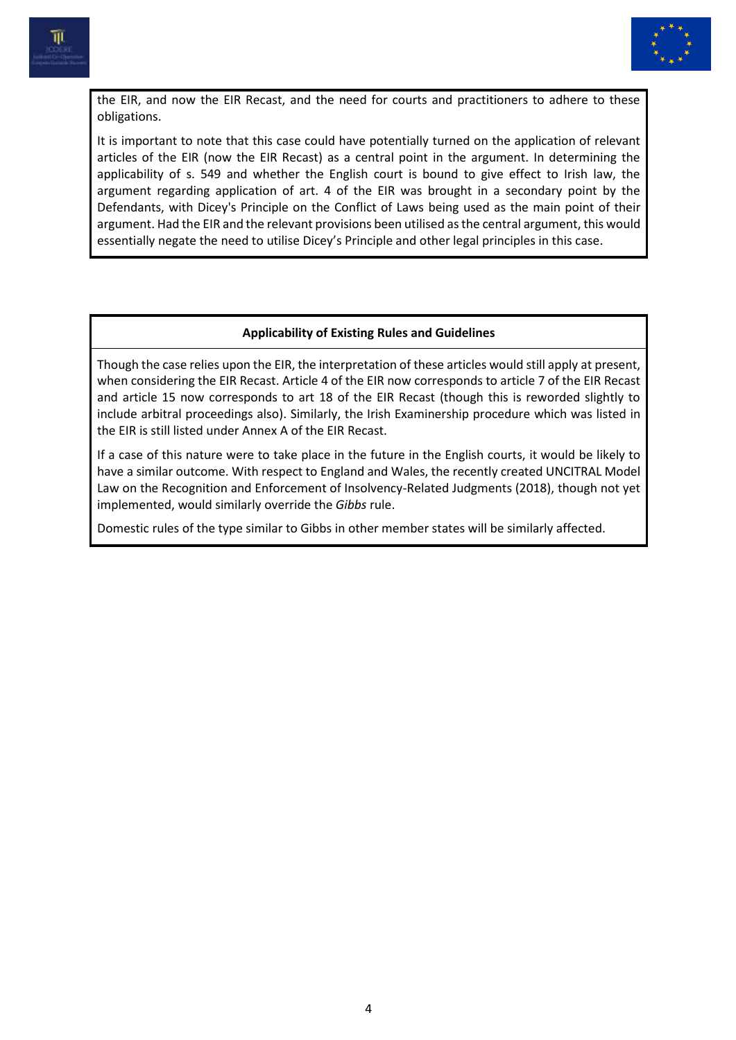the EIR, and now the EIR Recast, and the need for courts and practitioners to adhere to these obligations.

It is important to note that this case could have potentially turned on the application of relevant articles of the EIR (now the EIR Recast) as a central point in the argument. In determining the applicability of s. 549 and whether the English court is bound to give effect to Irish law, the argument regarding application of art. 4 of the EIR was brought in a secondary point by the Defendants, with Dicey's Principle on the Conflict of Laws being used as the main point of their argument. Had the EIR and the relevant provisions been utilised as the central argument, this would essentially negate the need to utilise Dicey's Principle and other legal principles in this case.

**Applicability of Existing Rules and Guidelines**

Though the case relies upon the EIR, the interpretation of these articles would still apply at present, when considering the EIR Recast. Article 4 of the EIR now corresponds to article 7 of the EIR Recast and article 15 now corresponds to art 18 of the EIR Recast (though this is reworded slightly to include arbitral proceedings also). Similarly, the Irish Examinership procedure which was listed in the EIR is still listed under Annex A of the EIR Recast.

If a case of this nature were to take place in the future in the English courts, it would be likely to have a similar outcome. With respect to England and Wales, the recently created UNCITRAL Model Law on the Recognition and Enforcement of Insolvency-Related Judgments (2018), though not yet implemented, would similarly override the *Gibbs* rule.

Domestic rules of the type similar to Gibbs in other member states will be similarly affected.